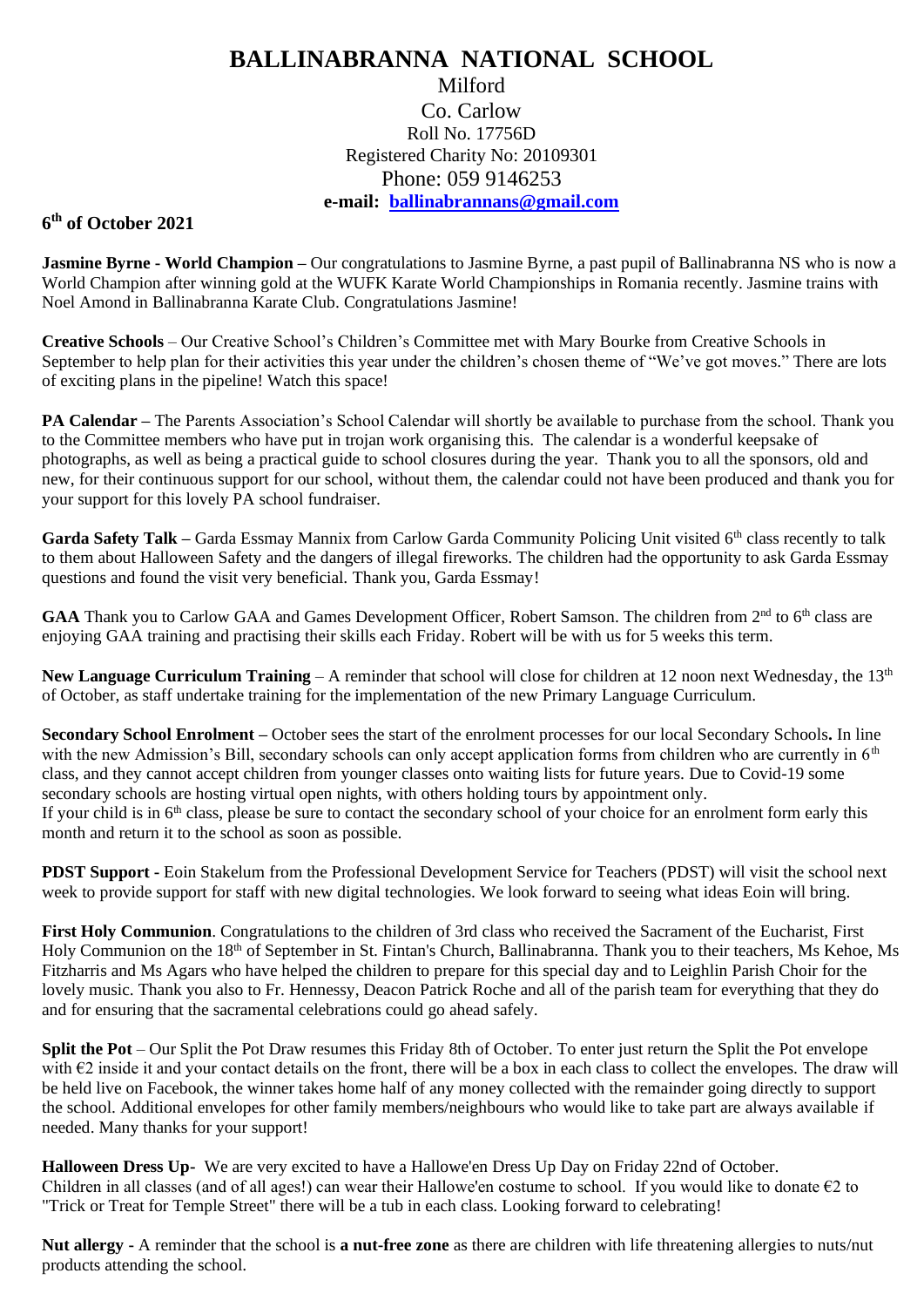# BALLINABRANNA NATIONAL SCHOOL

Milford
Co. Carlow
Roll No. 17756D
Registered Charity No: 20109301
Phone: 059 9146253
**e-mail: ballinabrannans@gmail.com**

**6th of October 2021**

**Jasmine Byrne - World Champion –** Our congratulations to Jasmine Byrne, a past pupil of Ballinabranna NS who is now a World Champion after winning gold at the WUFK Karate World Championships in Romania recently. Jasmine trains with Noel Amond in Ballinabranna Karate Club. Congratulations Jasmine!

**Creative Schools** – Our Creative School's Children's Committee met with Mary Bourke from Creative Schools in September to help plan for their activities this year under the children's chosen theme of "We've got moves." There are lots of exciting plans in the pipeline! Watch this space!

**PA Calendar –** The Parents Association's School Calendar will shortly be available to purchase from the school. Thank you to the Committee members who have put in trojan work organising this. The calendar is a wonderful keepsake of photographs, as well as being a practical guide to school closures during the year. Thank you to all the sponsors, old and new, for their continuous support for our school, without them, the calendar could not have been produced and thank you for your support for this lovely PA school fundraiser.

**Garda Safety Talk –** Garda Essmay Mannix from Carlow Garda Community Policing Unit visited 6th class recently to talk to them about Halloween Safety and the dangers of illegal fireworks. The children had the opportunity to ask Garda Essmay questions and found the visit very beneficial. Thank you, Garda Essmay!

**GAA** Thank you to Carlow GAA and Games Development Officer, Robert Samson. The children from 2nd to 6th class are enjoying GAA training and practising their skills each Friday. Robert will be with us for 5 weeks this term.

**New Language Curriculum Training** – A reminder that school will close for children at 12 noon next Wednesday, the 13th of October, as staff undertake training for the implementation of the new Primary Language Curriculum.

**Secondary School Enrolment –** October sees the start of the enrolment processes for our local Secondary Schools**.** In line with the new Admission's Bill, secondary schools can only accept application forms from children who are currently in 6th class, and they cannot accept children from younger classes onto waiting lists for future years. Due to Covid-19 some secondary schools are hosting virtual open nights, with others holding tours by appointment only.
If your child is in 6th class, please be sure to contact the secondary school of your choice for an enrolment form early this month and return it to the school as soon as possible.

**PDST Support -** Eoin Stakelum from the Professional Development Service for Teachers (PDST) will visit the school next week to provide support for staff with new digital technologies. We look forward to seeing what ideas Eoin will bring.

**First Holy Communion**. Congratulations to the children of 3rd class who received the Sacrament of the Eucharist, First Holy Communion on the 18th of September in St. Fintan's Church, Ballinabranna. Thank you to their teachers, Ms Kehoe, Ms Fitzharris and Ms Agars who have helped the children to prepare for this special day and to Leighlin Parish Choir for the lovely music. Thank you also to Fr. Hennessy, Deacon Patrick Roche and all of the parish team for everything that they do and for ensuring that the sacramental celebrations could go ahead safely.

**Split the Pot** – Our Split the Pot Draw resumes this Friday 8th of October. To enter just return the Split the Pot envelope with €2 inside it and your contact details on the front, there will be a box in each class to collect the envelopes. The draw will be held live on Facebook, the winner takes home half of any money collected with the remainder going directly to support the school. Additional envelopes for other family members/neighbours who would like to take part are always available if needed. Many thanks for your support!

**Halloween Dress Up-** We are very excited to have a Hallowe'en Dress Up Day on Friday 22nd of October.
Children in all classes (and of all ages!) can wear their Hallowe'en costume to school. If you would like to donate €2 to "Trick or Treat for Temple Street" there will be a tub in each class. Looking forward to celebrating!

**Nut allergy -** A reminder that the school is **a nut-free zone** as there are children with life threatening allergies to nuts/nut products attending the school.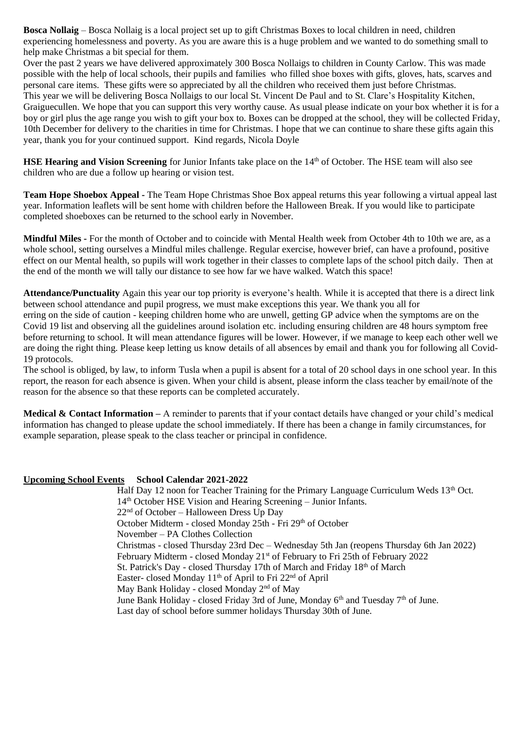**Bosca Nollaig** – Bosca Nollaig is a local project set up to gift Christmas Boxes to local children in need, children experiencing homelessness and poverty. As you are aware this is a huge problem and we wanted to do something small to help make Christmas a bit special for them.

Over the past 2 years we have delivered approximately 300 Bosca Nollaigs to children in County Carlow. This was made possible with the help of local schools, their pupils and families who filled shoe boxes with gifts, gloves, hats, scarves and personal care items. These gifts were so appreciated by all the children who received them just before Christmas.

This year we will be delivering Bosca Nollaigs to our local St. Vincent De Paul and to St. Clare's Hospitality Kitchen, Graiguecullen. We hope that you can support this very worthy cause. As usual please indicate on your box whether it is for a boy or girl plus the age range you wish to gift your box to. Boxes can be dropped at the school, they will be collected Friday, 10th December for delivery to the charities in time for Christmas. I hope that we can continue to share these gifts again this year, thank you for your continued support. Kind regards, Nicola Doyle

**HSE Hearing and Vision Screening** for Junior Infants take place on the 14th of October. The HSE team will also see children who are due a follow up hearing or vision test.

**Team Hope Shoebox Appeal -** The Team Hope Christmas Shoe Box appeal returns this year following a virtual appeal last year. Information leaflets will be sent home with children before the Halloween Break. If you would like to participate completed shoeboxes can be returned to the school early in November.

**Mindful Miles -** For the month of October and to coincide with Mental Health week from October 4th to 10th we are, as a whole school, setting ourselves a Mindful miles challenge. Regular exercise, however brief, can have a profound, positive effect on our Mental health, so pupils will work together in their classes to complete laps of the school pitch daily. Then at the end of the month we will tally our distance to see how far we have walked. Watch this space!

**Attendance/Punctuality** Again this year our top priority is everyone's health. While it is accepted that there is a direct link between school attendance and pupil progress, we must make exceptions this year. We thank you all for erring on the side of caution - keeping children home who are unwell, getting GP advice when the symptoms are on the Covid 19 list and observing all the guidelines around isolation etc. including ensuring children are 48 hours symptom free before returning to school. It will mean attendance figures will be lower. However, if we manage to keep each other well we are doing the right thing. Please keep letting us know details of all absences by email and thank you for following all Covid-19 protocols.

The school is obliged, by law, to inform Tusla when a pupil is absent for a total of 20 school days in one school year. In this report, the reason for each absence is given. When your child is absent, please inform the class teacher by email/note of the reason for the absence so that these reports can be completed accurately.

**Medical & Contact Information –** A reminder to parents that if your contact details have changed or your child's medical information has changed to please update the school immediately. If there has been a change in family circumstances, for example separation, please speak to the class teacher or principal in confidence.

**Upcoming School Events** **School Calendar 2021-2022**

Half Day 12 noon for Teacher Training for the Primary Language Curriculum Weds 13th Oct.
14th October HSE Vision and Hearing Screening – Junior Infants.
22nd of October – Halloween Dress Up Day
October Midterm - closed Monday 25th - Fri 29th of October
November – PA Clothes Collection
Christmas - closed Thursday 23rd Dec – Wednesday 5th Jan (reopens Thursday 6th Jan 2022)
February Midterm - closed Monday 21st of February to Fri 25th of February 2022
St. Patrick's Day - closed Thursday 17th of March and Friday 18th of March
Easter- closed Monday 11th of April to Fri 22nd of April
May Bank Holiday - closed Monday 2nd of May
June Bank Holiday - closed Friday 3rd of June, Monday 6th and Tuesday 7th of June.
Last day of school before summer holidays Thursday 30th of June.